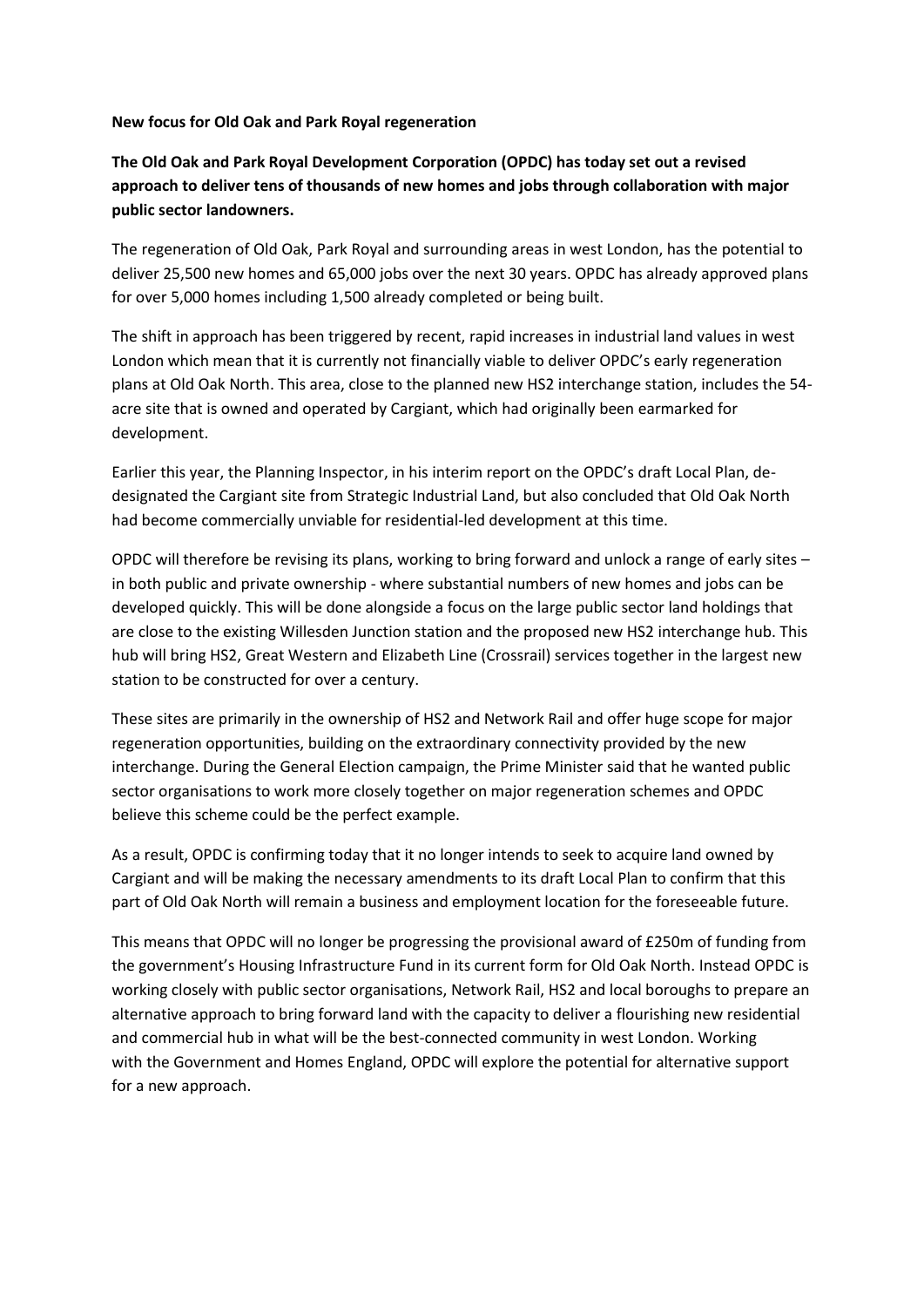**New focus for Old Oak and Park Royal regeneration**

**The Old Oak and Park Royal Development Corporation (OPDC) has today set out a revised approach to deliver tens of thousands of new homes and jobs through collaboration with major public sector landowners.**

The regeneration of Old Oak, Park Royal and surrounding areas in west London, has the potential to deliver 25,500 new homes and 65,000 jobs over the next 30 years. OPDC has already approved plans for over 5,000 homes including 1,500 already completed or being built.

The shift in approach has been triggered by recent, rapid increases in industrial land values in west London which mean that it is currently not financially viable to deliver OPDC's early regeneration plans at Old Oak North. This area, close to the planned new HS2 interchange station, includes the 54-acre site that is owned and operated by Cargiant, which had originally been earmarked for development.

Earlier this year, the Planning Inspector, in his interim report on the OPDC's draft Local Plan, de-designated the Cargiant site from Strategic Industrial Land, but also concluded that Old Oak North had become commercially unviable for residential-led development at this time.

OPDC will therefore be revising its plans, working to bring forward and unlock a range of early sites – in both public and private ownership - where substantial numbers of new homes and jobs can be developed quickly. This will be done alongside a focus on the large public sector land holdings that are close to the existing Willesden Junction station and the proposed new HS2 interchange hub. This hub will bring HS2, Great Western and Elizabeth Line (Crossrail) services together in the largest new station to be constructed for over a century.

These sites are primarily in the ownership of HS2 and Network Rail and offer huge scope for major regeneration opportunities, building on the extraordinary connectivity provided by the new interchange. During the General Election campaign, the Prime Minister said that he wanted public sector organisations to work more closely together on major regeneration schemes and OPDC believe this scheme could be the perfect example.

As a result, OPDC is confirming today that it no longer intends to seek to acquire land owned by Cargiant and will be making the necessary amendments to its draft Local Plan to confirm that this part of Old Oak North will remain a business and employment location for the foreseeable future.

This means that OPDC will no longer be progressing the provisional award of £250m of funding from the government's Housing Infrastructure Fund in its current form for Old Oak North. Instead OPDC is working closely with public sector organisations, Network Rail, HS2 and local boroughs to prepare an alternative approach to bring forward land with the capacity to deliver a flourishing new residential and commercial hub in what will be the best-connected community in west London. Working with the Government and Homes England, OPDC will explore the potential for alternative support for a new approach.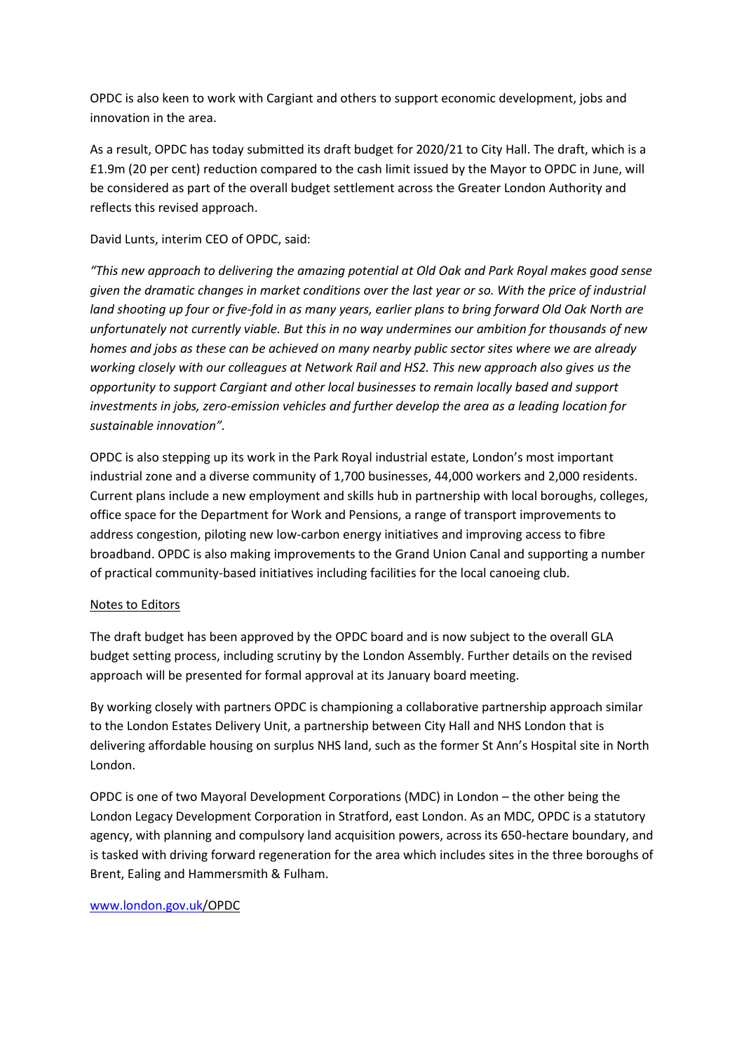OPDC is also keen to work with Cargiant and others to support economic development, jobs and innovation in the area.

As a result, OPDC has today submitted its draft budget for 2020/21 to City Hall. The draft, which is a £1.9m (20 per cent) reduction compared to the cash limit issued by the Mayor to OPDC in June, will be considered as part of the overall budget settlement across the Greater London Authority and reflects this revised approach.

David Lunts, interim CEO of OPDC, said:

*"This new approach to delivering the amazing potential at Old Oak and Park Royal makes good sense given the dramatic changes in market conditions over the last year or so. With the price of industrial land shooting up four or five-fold in as many years, earlier plans to bring forward Old Oak North are unfortunately not currently viable. But this in no way undermines our ambition for thousands of new homes and jobs as these can be achieved on many nearby public sector sites where we are already working closely with our colleagues at Network Rail and HS2. This new approach also gives us the opportunity to support Cargiant and other local businesses to remain locally based and support investments in jobs, zero-emission vehicles and further develop the area as a leading location for sustainable innovation".*

OPDC is also stepping up its work in the Park Royal industrial estate, London's most important industrial zone and a diverse community of 1,700 businesses, 44,000 workers and 2,000 residents. Current plans include a new employment and skills hub in partnership with local boroughs, colleges, office space for the Department for Work and Pensions, a range of transport improvements to address congestion, piloting new low-carbon energy initiatives and improving access to fibre broadband. OPDC is also making improvements to the Grand Union Canal and supporting a number of practical community-based initiatives including facilities for the local canoeing club.

Notes to Editors

The draft budget has been approved by the OPDC board and is now subject to the overall GLA budget setting process, including scrutiny by the London Assembly. Further details on the revised approach will be presented for formal approval at its January board meeting.

By working closely with partners OPDC is championing a collaborative partnership approach similar to the London Estates Delivery Unit, a partnership between City Hall and NHS London that is delivering affordable housing on surplus NHS land, such as the former St Ann's Hospital site in North London.

OPDC is one of two Mayoral Development Corporations (MDC) in London – the other being the London Legacy Development Corporation in Stratford, east London. As an MDC, OPDC is a statutory agency, with planning and compulsory land acquisition powers, across its 650-hectare boundary, and is tasked with driving forward regeneration for the area which includes sites in the three boroughs of Brent, Ealing and Hammersmith & Fulham.

www.london.gov.uk/OPDC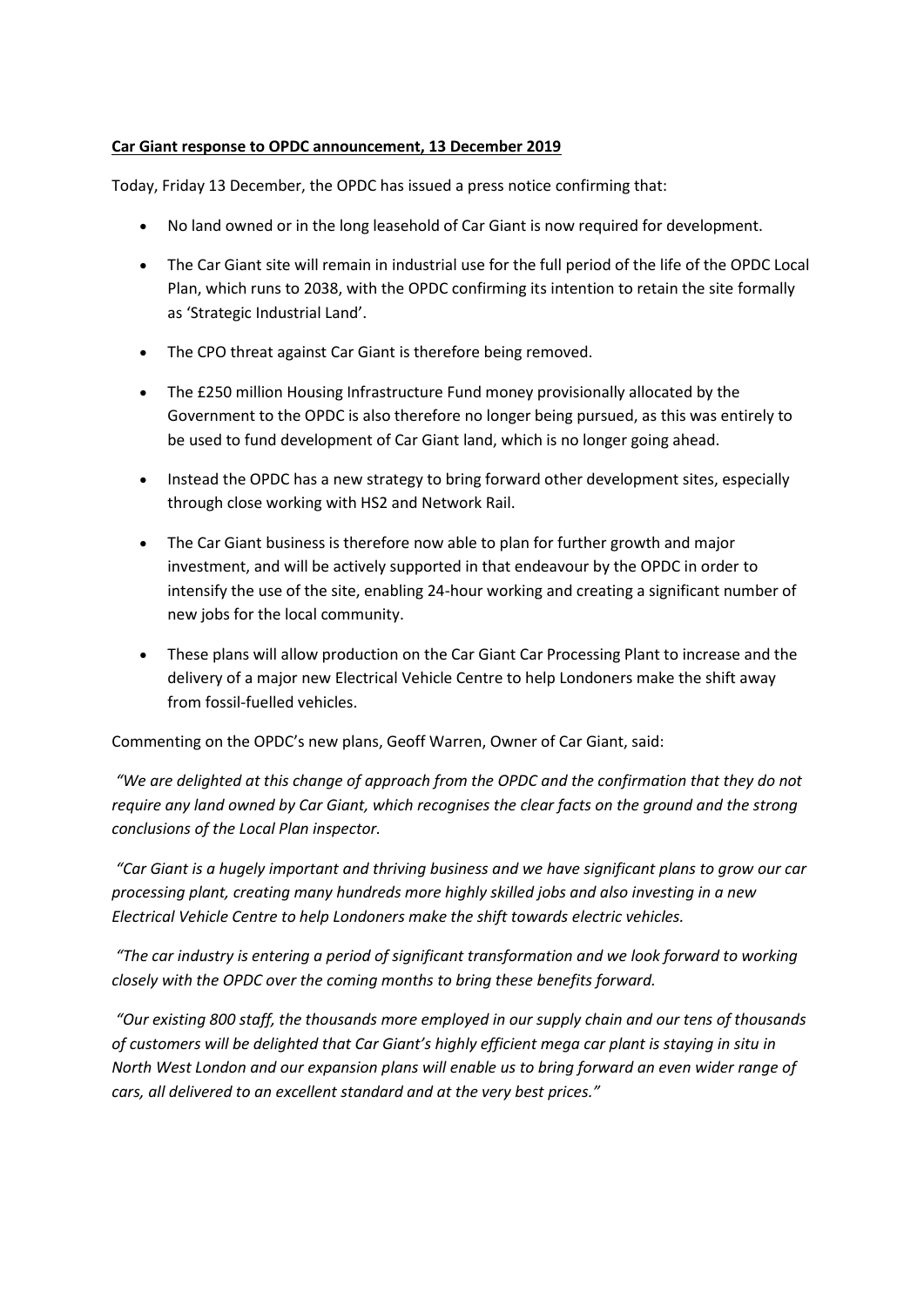**Car Giant response to OPDC announcement, 13 December 2019**

Today, Friday 13 December, the OPDC has issued a press notice confirming that:

- No land owned or in the long leasehold of Car Giant is now required for development.
- The Car Giant site will remain in industrial use for the full period of the life of the OPDC Local Plan, which runs to 2038, with the OPDC confirming its intention to retain the site formally as 'Strategic Industrial Land'.
- The CPO threat against Car Giant is therefore being removed.
- The £250 million Housing Infrastructure Fund money provisionally allocated by the Government to the OPDC is also therefore no longer being pursued, as this was entirely to be used to fund development of Car Giant land, which is no longer going ahead.
- Instead the OPDC has a new strategy to bring forward other development sites, especially through close working with HS2 and Network Rail.
- The Car Giant business is therefore now able to plan for further growth and major investment, and will be actively supported in that endeavour by the OPDC in order to intensify the use of the site, enabling 24-hour working and creating a significant number of new jobs for the local community.
- These plans will allow production on the Car Giant Car Processing Plant to increase and the delivery of a major new Electrical Vehicle Centre to help Londoners make the shift away from fossil-fuelled vehicles.

Commenting on the OPDC's new plans, Geoff Warren, Owner of Car Giant, said:

*"We are delighted at this change of approach from the OPDC and the confirmation that they do not require any land owned by Car Giant, which recognises the clear facts on the ground and the strong conclusions of the Local Plan inspector.*

*"Car Giant is a hugely important and thriving business and we have significant plans to grow our car processing plant, creating many hundreds more highly skilled jobs and also investing in a new Electrical Vehicle Centre to help Londoners make the shift towards electric vehicles.*

*"The car industry is entering a period of significant transformation and we look forward to working closely with the OPDC over the coming months to bring these benefits forward.*

*"Our existing 800 staff, the thousands more employed in our supply chain and our tens of thousands of customers will be delighted that Car Giant's highly efficient mega car plant is staying in situ in North West London and our expansion plans will enable us to bring forward an even wider range of cars, all delivered to an excellent standard and at the very best prices."*